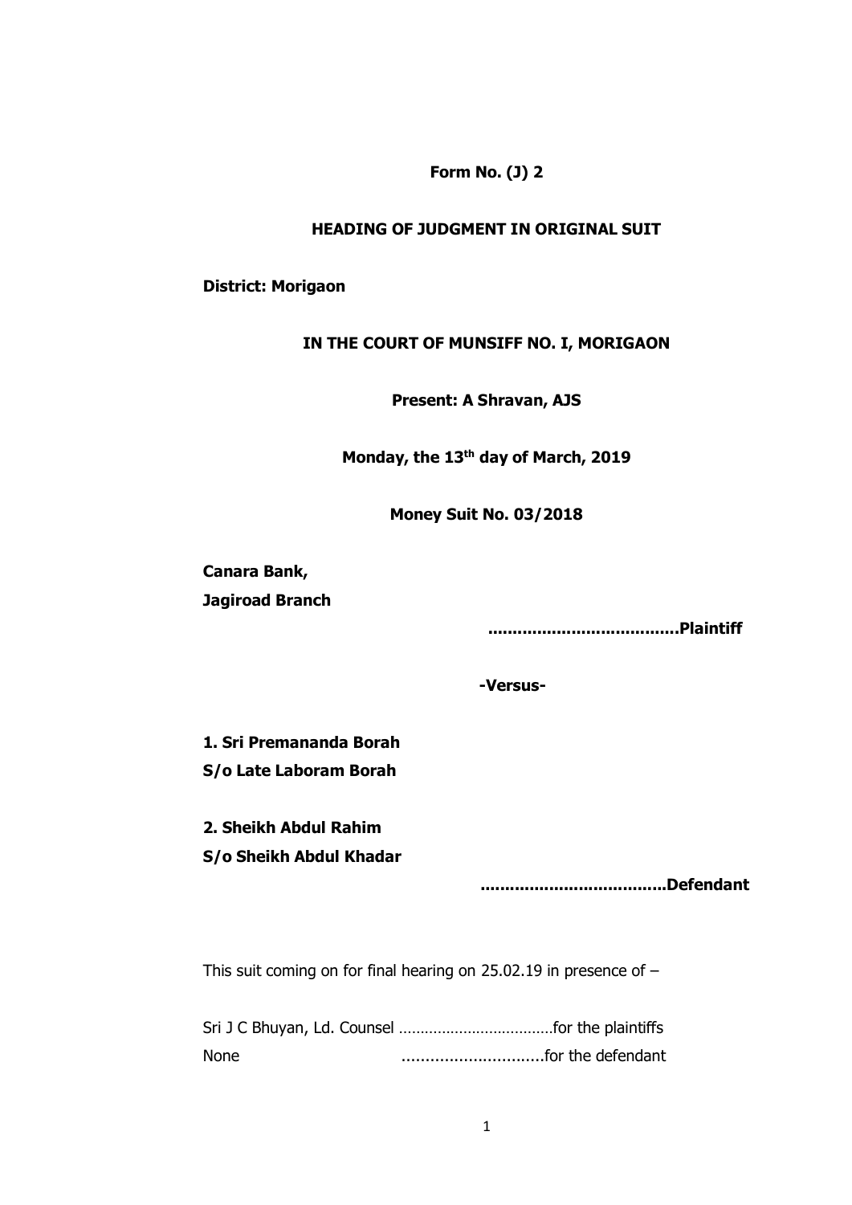**Form No. (J) 2**

**HEADING OF JUDGMENT IN ORIGINAL SUIT**

**District: Morigaon**

**IN THE COURT OF MUNSIFF NO. I, MORIGAON**

**Present: A Shravan, AJS**

**Monday, the 13th day of March, 2019**

**Money Suit No. 03/2018**

**Canara Bank,**
**Jagiroad Branch**

**.....................................Plaintiff**

**-Versus-**

**1. Sri Premananda Borah**
**S/o Late Laboram Borah**

**2. Sheikh Abdul Rahim**
**S/o Sheikh Abdul Khadar**

**.....................................Defendant**

This suit coming on for final hearing on 25.02.19 in presence of –

Sri J C Bhuyan, Ld. Counsel ………………………………for the plaintiffs
None ..............................for the defendant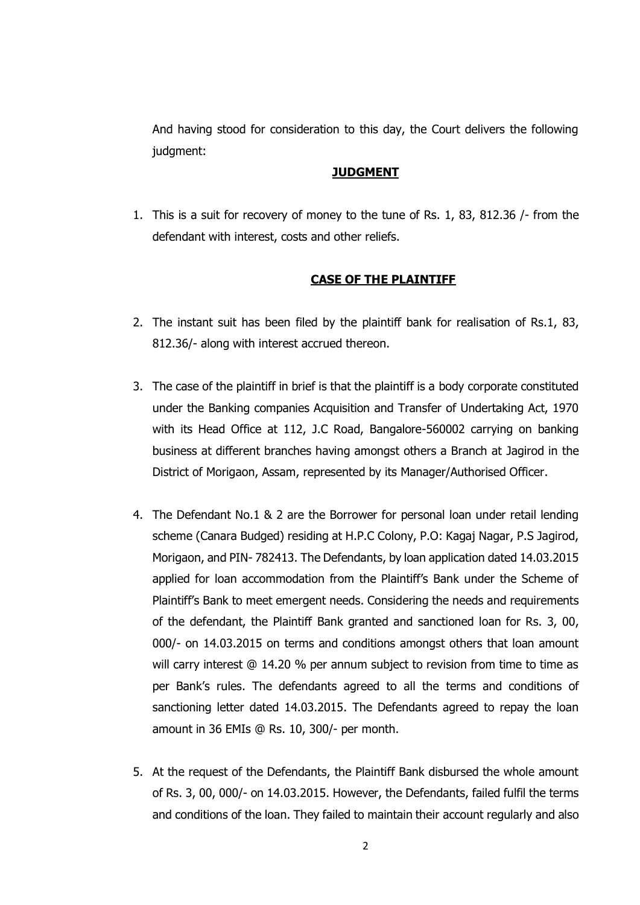And having stood for consideration to this day, the Court delivers the following judgment:

## **JUDGMENT**

1. This is a suit for recovery of money to the tune of Rs. 1, 83, 812.36 /- from the defendant with interest, costs and other reliefs.

## **CASE OF THE PLAINTIFF**

2. The instant suit has been filed by the plaintiff bank for realisation of Rs.1, 83, 812.36/- along with interest accrued thereon.

3. The case of the plaintiff in brief is that the plaintiff is a body corporate constituted under the Banking companies Acquisition and Transfer of Undertaking Act, 1970 with its Head Office at 112, J.C Road, Bangalore-560002 carrying on banking business at different branches having amongst others a Branch at Jagirod in the District of Morigaon, Assam, represented by its Manager/Authorised Officer.

4. The Defendant No.1 & 2 are the Borrower for personal loan under retail lending scheme (Canara Budged) residing at H.P.C Colony, P.O: Kagaj Nagar, P.S Jagirod, Morigaon, and PIN- 782413. The Defendants, by loan application dated 14.03.2015 applied for loan accommodation from the Plaintiff's Bank under the Scheme of Plaintiff's Bank to meet emergent needs. Considering the needs and requirements of the defendant, the Plaintiff Bank granted and sanctioned loan for Rs. 3, 00, 000/- on 14.03.2015 on terms and conditions amongst others that loan amount will carry interest @ 14.20 % per annum subject to revision from time to time as per Bank's rules. The defendants agreed to all the terms and conditions of sanctioning letter dated 14.03.2015. The Defendants agreed to repay the loan amount in 36 EMIs @ Rs. 10, 300/- per month.

5. At the request of the Defendants, the Plaintiff Bank disbursed the whole amount of Rs. 3, 00, 000/- on 14.03.2015. However, the Defendants, failed fulfil the terms and conditions of the loan. They failed to maintain their account regularly and also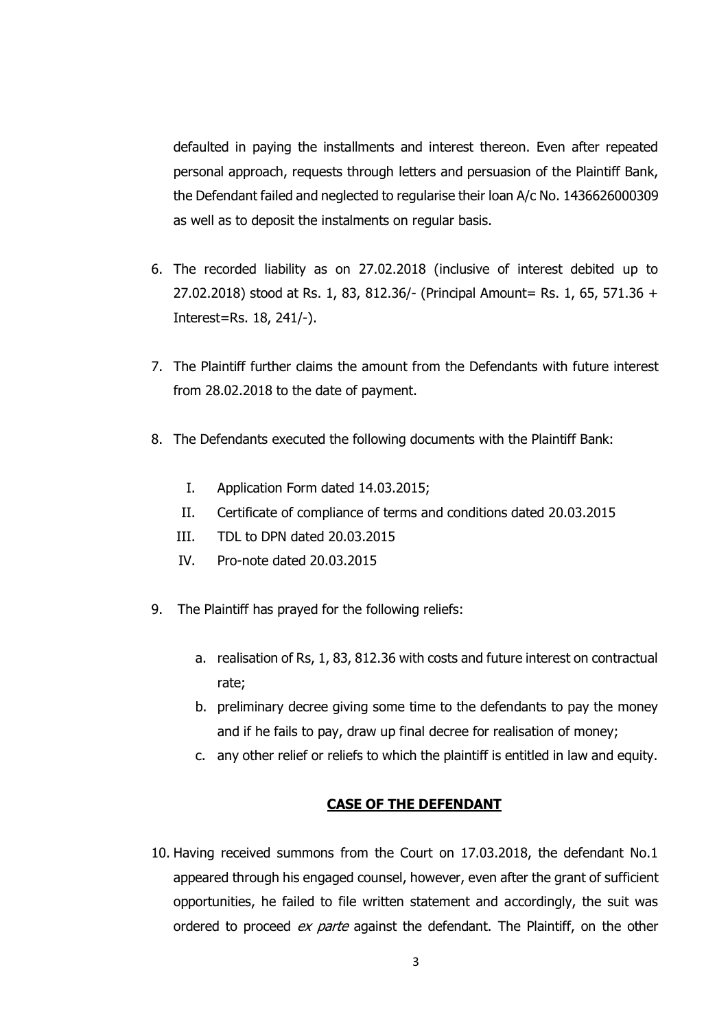defaulted in paying the installments and interest thereon. Even after repeated personal approach, requests through letters and persuasion of the Plaintiff Bank, the Defendant failed and neglected to regularise their loan A/c No. 1436626000309 as well as to deposit the instalments on regular basis.

6. The recorded liability as on 27.02.2018 (inclusive of interest debited up to 27.02.2018) stood at Rs. 1, 83, 812.36/- (Principal Amount= Rs. 1, 65, 571.36 + Interest=Rs. 18, 241/-).

7. The Plaintiff further claims the amount from the Defendants with future interest from 28.02.2018 to the date of payment.

8. The Defendants executed the following documents with the Plaintiff Bank:

   I. Application Form dated 14.03.2015;
   II. Certificate of compliance of terms and conditions dated 20.03.2015
   III. TDL to DPN dated 20.03.2015
   IV. Pro-note dated 20.03.2015

9. The Plaintiff has prayed for the following reliefs:

   a. realisation of Rs, 1, 83, 812.36 with costs and future interest on contractual rate;
   b. preliminary decree giving some time to the defendants to pay the money and if he fails to pay, draw up final decree for realisation of money;
   c. any other relief or reliefs to which the plaintiff is entitled in law and equity.

**<u>CASE OF THE DEFENDANT</u>**

10. Having received summons from the Court on 17.03.2018, the defendant No.1 appeared through his engaged counsel, however, even after the grant of sufficient opportunities, he failed to file written statement and accordingly, the suit was ordered to proceed *ex parte* against the defendant. The Plaintiff, on the other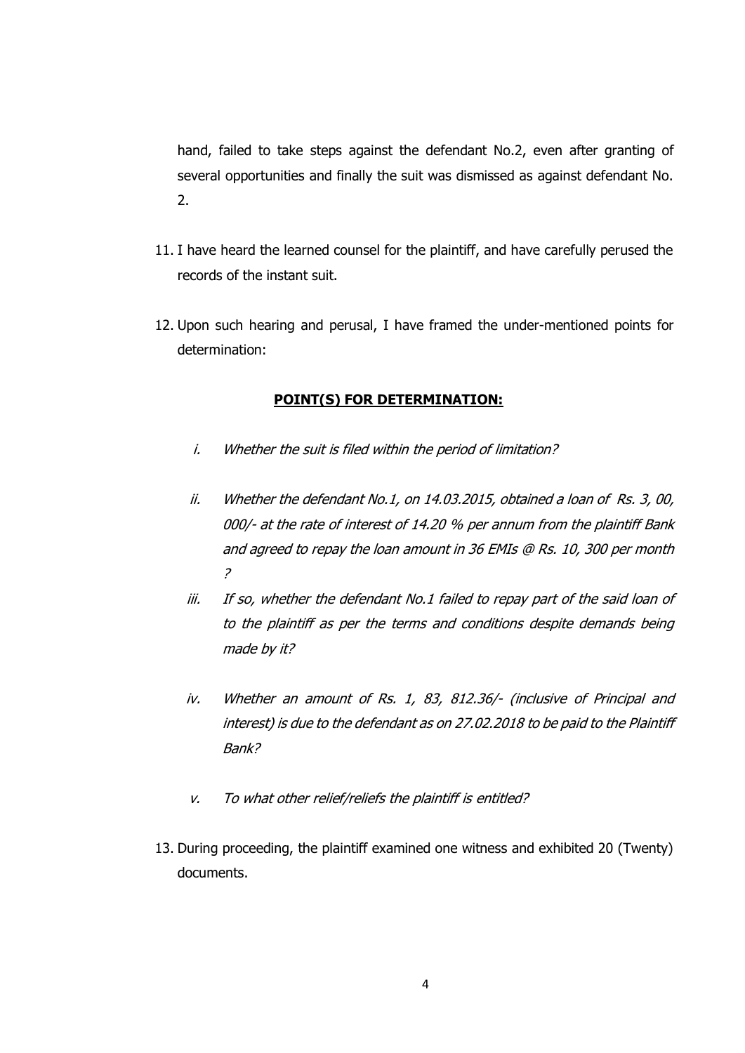hand, failed to take steps against the defendant No.2, even after granting of several opportunities and finally the suit was dismissed as against defendant No. 2.

11. I have heard the learned counsel for the plaintiff, and have carefully perused the records of the instant suit.

12. Upon such hearing and perusal, I have framed the under-mentioned points for determination:

## **POINT(S) FOR DETERMINATION:**

i. *Whether the suit is filed within the period of limitation?*

ii. *Whether the defendant No.1, on 14.03.2015, obtained a loan of Rs. 3, 00, 000/- at the rate of interest of 14.20 % per annum from the plaintiff Bank and agreed to repay the loan amount in 36 EMIs @ Rs. 10, 300 per month ?*

iii. *If so, whether the defendant No.1 failed to repay part of the said loan of to the plaintiff as per the terms and conditions despite demands being made by it?*

iv. *Whether an amount of Rs. 1, 83, 812.36/- (inclusive of Principal and interest) is due to the defendant as on 27.02.2018 to be paid to the Plaintiff Bank?*

v. *To what other relief/reliefs the plaintiff is entitled?*

13. During proceeding, the plaintiff examined one witness and exhibited 20 (Twenty) documents.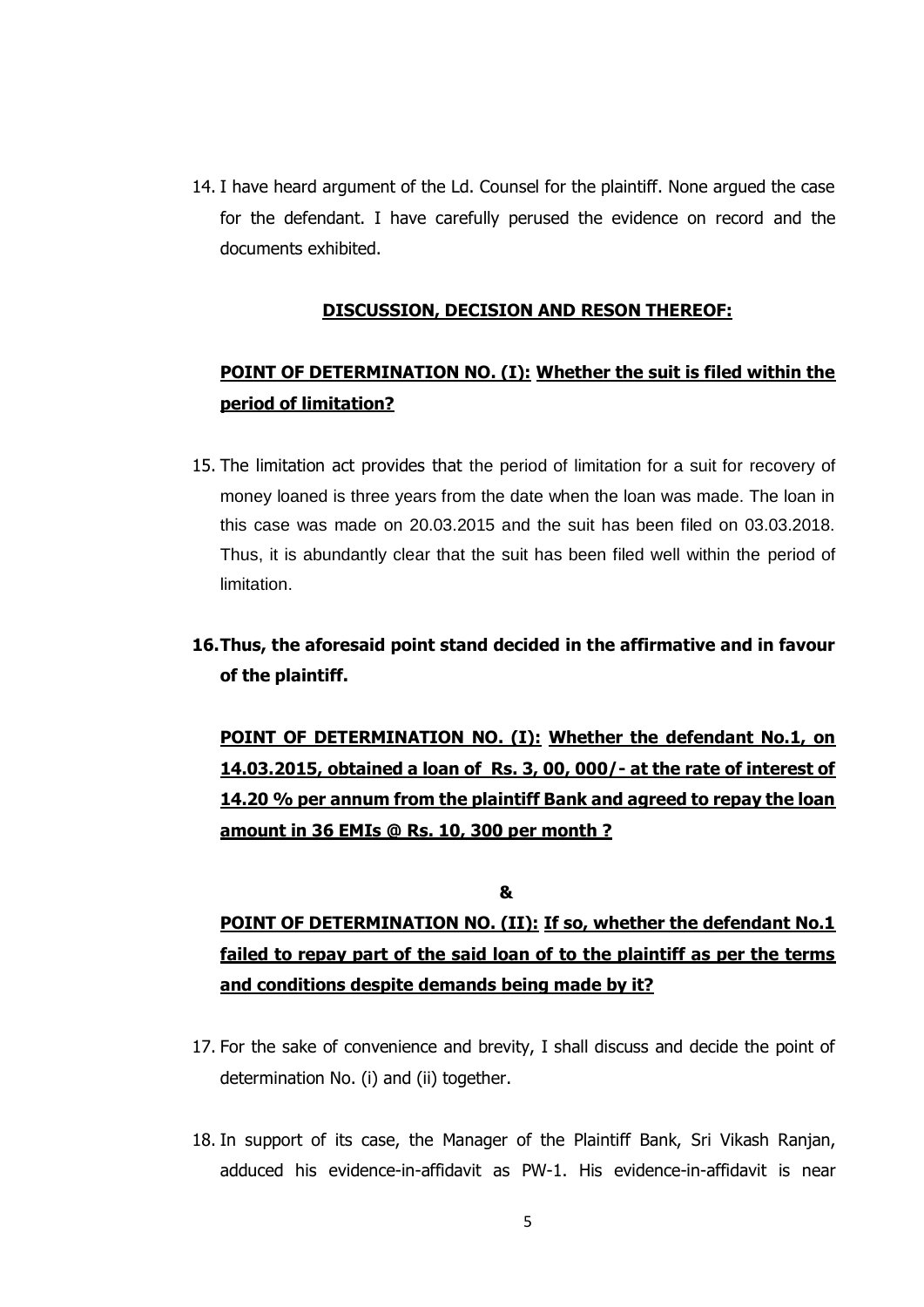14. I have heard argument of the Ld. Counsel for the plaintiff. None argued the case for the defendant. I have carefully perused the evidence on record and the documents exhibited.

**DISCUSSION, DECISION AND RESON THEREOF:**

**POINT OF DETERMINATION NO. (I): Whether the suit is filed within the period of limitation?**

15. The limitation act provides that the period of limitation for a suit for recovery of money loaned is three years from the date when the loan was made. The loan in this case was made on 20.03.2015 and the suit has been filed on 03.03.2018. Thus, it is abundantly clear that the suit has been filed well within the period of limitation.

16. **Thus, the aforesaid point stand decided in the affirmative and in favour of the plaintiff.**

**POINT OF DETERMINATION NO. (I): Whether the defendant No.1, on 14.03.2015, obtained a loan of Rs. 3, 00, 000/- at the rate of interest of 14.20 % per annum from the plaintiff Bank and agreed to repay the loan amount in 36 EMIs @ Rs. 10, 300 per month ?**

**&**

**POINT OF DETERMINATION NO. (II): If so, whether the defendant No.1 failed to repay part of the said loan of to the plaintiff as per the terms and conditions despite demands being made by it?**

17. For the sake of convenience and brevity, I shall discuss and decide the point of determination No. (i) and (ii) together.

18. In support of its case, the Manager of the Plaintiff Bank, Sri Vikash Ranjan, adduced his evidence-in-affidavit as PW-1. His evidence-in-affidavit is near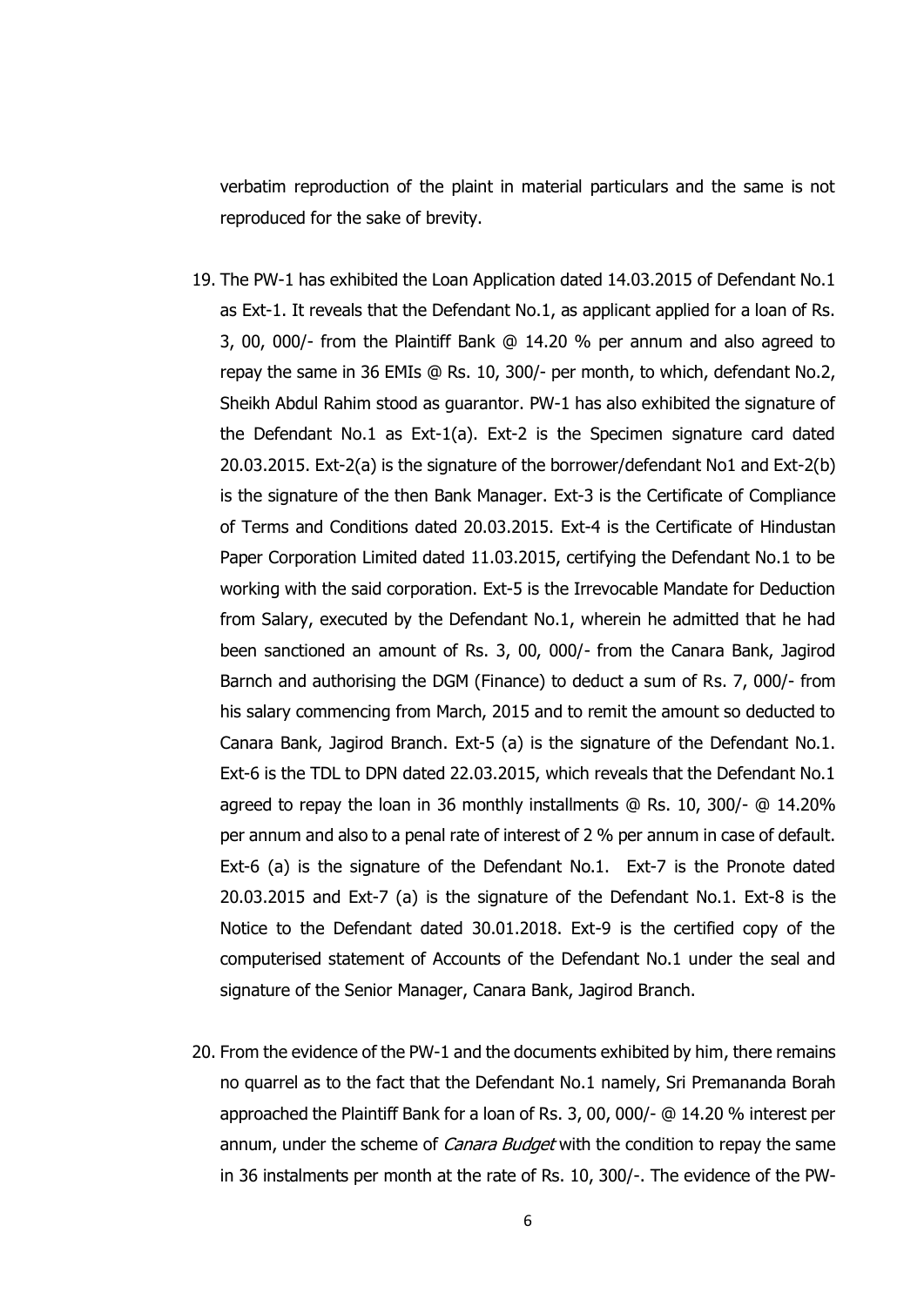verbatim reproduction of the plaint in material particulars and the same is not reproduced for the sake of brevity.

19. The PW-1 has exhibited the Loan Application dated 14.03.2015 of Defendant No.1 as Ext-1. It reveals that the Defendant No.1, as applicant applied for a loan of Rs. 3, 00, 000/- from the Plaintiff Bank @ 14.20 % per annum and also agreed to repay the same in 36 EMIs @ Rs. 10, 300/- per month, to which, defendant No.2, Sheikh Abdul Rahim stood as guarantor. PW-1 has also exhibited the signature of the Defendant No.1 as Ext-1(a). Ext-2 is the Specimen signature card dated 20.03.2015. Ext-2(a) is the signature of the borrower/defendant No1 and Ext-2(b) is the signature of the then Bank Manager. Ext-3 is the Certificate of Compliance of Terms and Conditions dated 20.03.2015. Ext-4 is the Certificate of Hindustan Paper Corporation Limited dated 11.03.2015, certifying the Defendant No.1 to be working with the said corporation. Ext-5 is the Irrevocable Mandate for Deduction from Salary, executed by the Defendant No.1, wherein he admitted that he had been sanctioned an amount of Rs. 3, 00, 000/- from the Canara Bank, Jagirod Barnch and authorising the DGM (Finance) to deduct a sum of Rs. 7, 000/- from his salary commencing from March, 2015 and to remit the amount so deducted to Canara Bank, Jagirod Branch. Ext-5 (a) is the signature of the Defendant No.1. Ext-6 is the TDL to DPN dated 22.03.2015, which reveals that the Defendant No.1 agreed to repay the loan in 36 monthly installments @ Rs. 10, 300/- @ 14.20% per annum and also to a penal rate of interest of 2 % per annum in case of default. Ext-6 (a) is the signature of the Defendant No.1. Ext-7 is the Pronote dated 20.03.2015 and Ext-7 (a) is the signature of the Defendant No.1. Ext-8 is the Notice to the Defendant dated 30.01.2018. Ext-9 is the certified copy of the computerised statement of Accounts of the Defendant No.1 under the seal and signature of the Senior Manager, Canara Bank, Jagirod Branch.

20. From the evidence of the PW-1 and the documents exhibited by him, there remains no quarrel as to the fact that the Defendant No.1 namely, Sri Premananda Borah approached the Plaintiff Bank for a loan of Rs. 3, 00, 000/- @ 14.20 % interest per annum, under the scheme of *Canara Budget* with the condition to repay the same in 36 instalments per month at the rate of Rs. 10, 300/-. The evidence of the PW-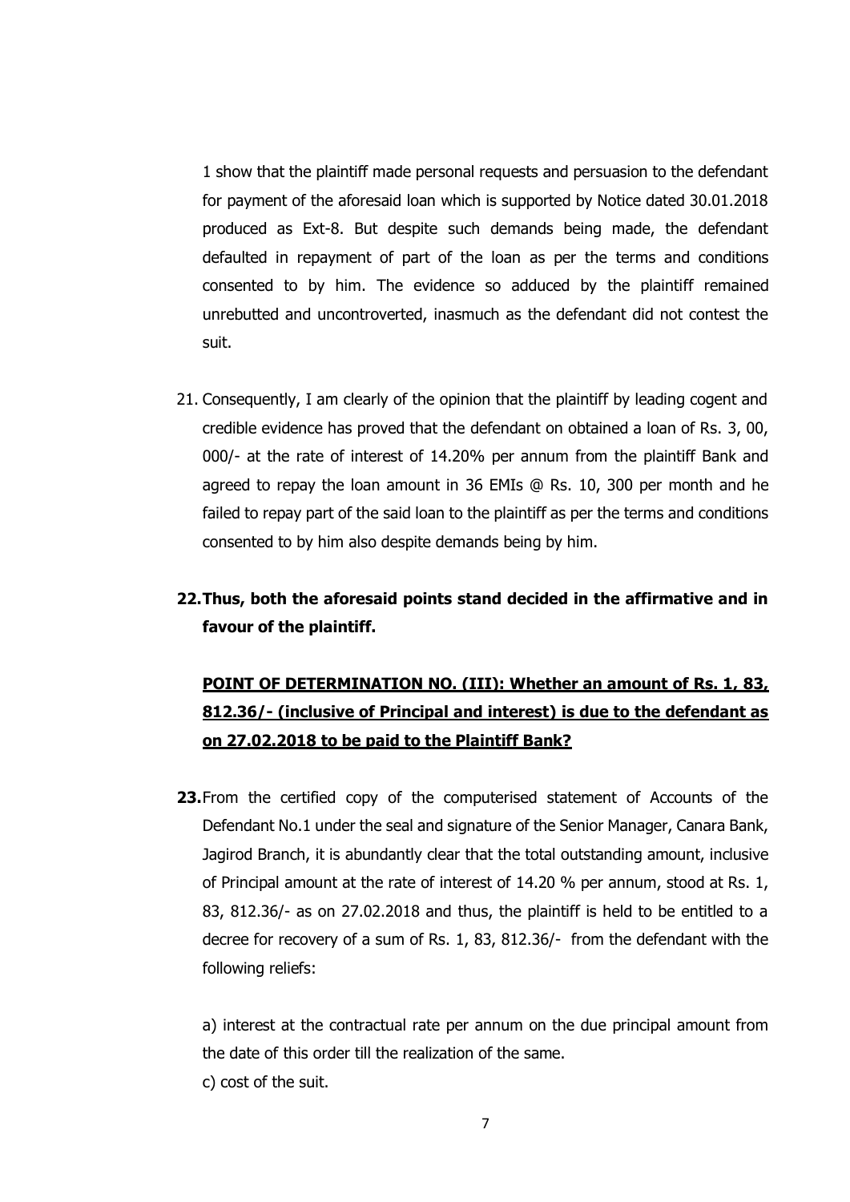1 show that the plaintiff made personal requests and persuasion to the defendant for payment of the aforesaid loan which is supported by Notice dated 30.01.2018 produced as Ext-8. But despite such demands being made, the defendant defaulted in repayment of part of the loan as per the terms and conditions consented to by him. The evidence so adduced by the plaintiff remained unrebutted and uncontroverted, inasmuch as the defendant did not contest the suit.

21. Consequently, I am clearly of the opinion that the plaintiff by leading cogent and credible evidence has proved that the defendant on obtained a loan of Rs. 3, 00, 000/- at the rate of interest of 14.20% per annum from the plaintiff Bank and agreed to repay the loan amount in 36 EMIs @ Rs. 10, 300 per month and he failed to repay part of the said loan to the plaintiff as per the terms and conditions consented to by him also despite demands being by him.

**22. Thus, both the aforesaid points stand decided in the affirmative and in favour of the plaintiff.**

**POINT OF DETERMINATION NO. (III): Whether an amount of Rs. 1, 83, 812.36/- (inclusive of Principal and interest) is due to the defendant as on 27.02.2018 to be paid to the Plaintiff Bank?**

**23.** From the certified copy of the computerised statement of Accounts of the Defendant No.1 under the seal and signature of the Senior Manager, Canara Bank, Jagirod Branch, it is abundantly clear that the total outstanding amount, inclusive of Principal amount at the rate of interest of 14.20 % per annum, stood at Rs. 1, 83, 812.36/- as on 27.02.2018 and thus, the plaintiff is held to be entitled to a decree for recovery of a sum of Rs. 1, 83, 812.36/- from the defendant with the following reliefs:

a) interest at the contractual rate per annum on the due principal amount from the date of this order till the realization of the same.

c) cost of the suit.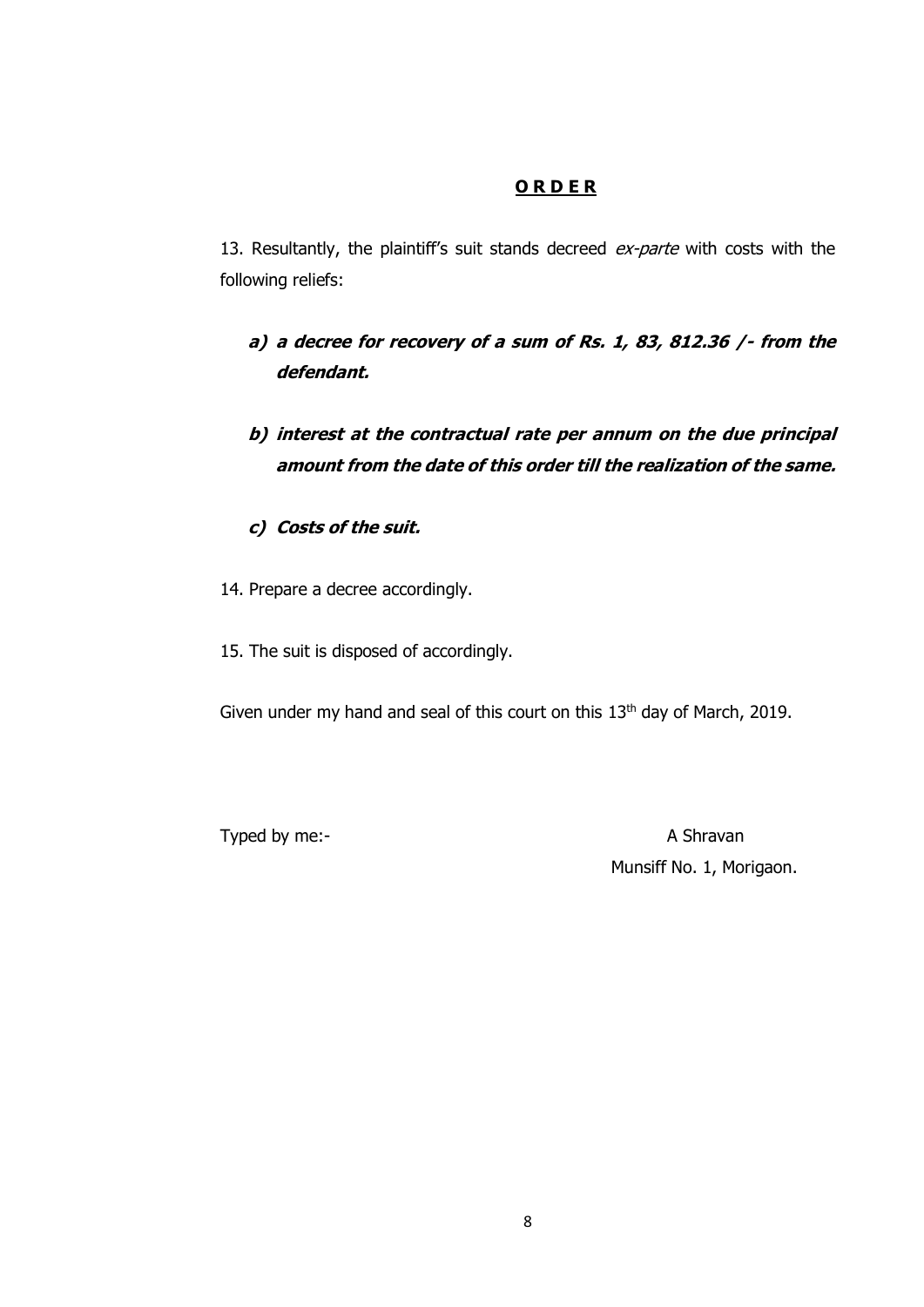## **O R D E R**

13. Resultantly, the plaintiff's suit stands decreed *ex-parte* with costs with the following reliefs:

- ***a) a decree for recovery of a sum of Rs. 1, 83, 812.36 /- from the defendant.***

- ***b) interest at the contractual rate per annum on the due principal amount from the date of this order till the realization of the same.***

- ***c) Costs of the suit.***

14. Prepare a decree accordingly.

15. The suit is disposed of accordingly.

Given under my hand and seal of this court on this 13th day of March, 2019.

Typed by me:-

A Shravan
Munsiff No. 1, Morigaon.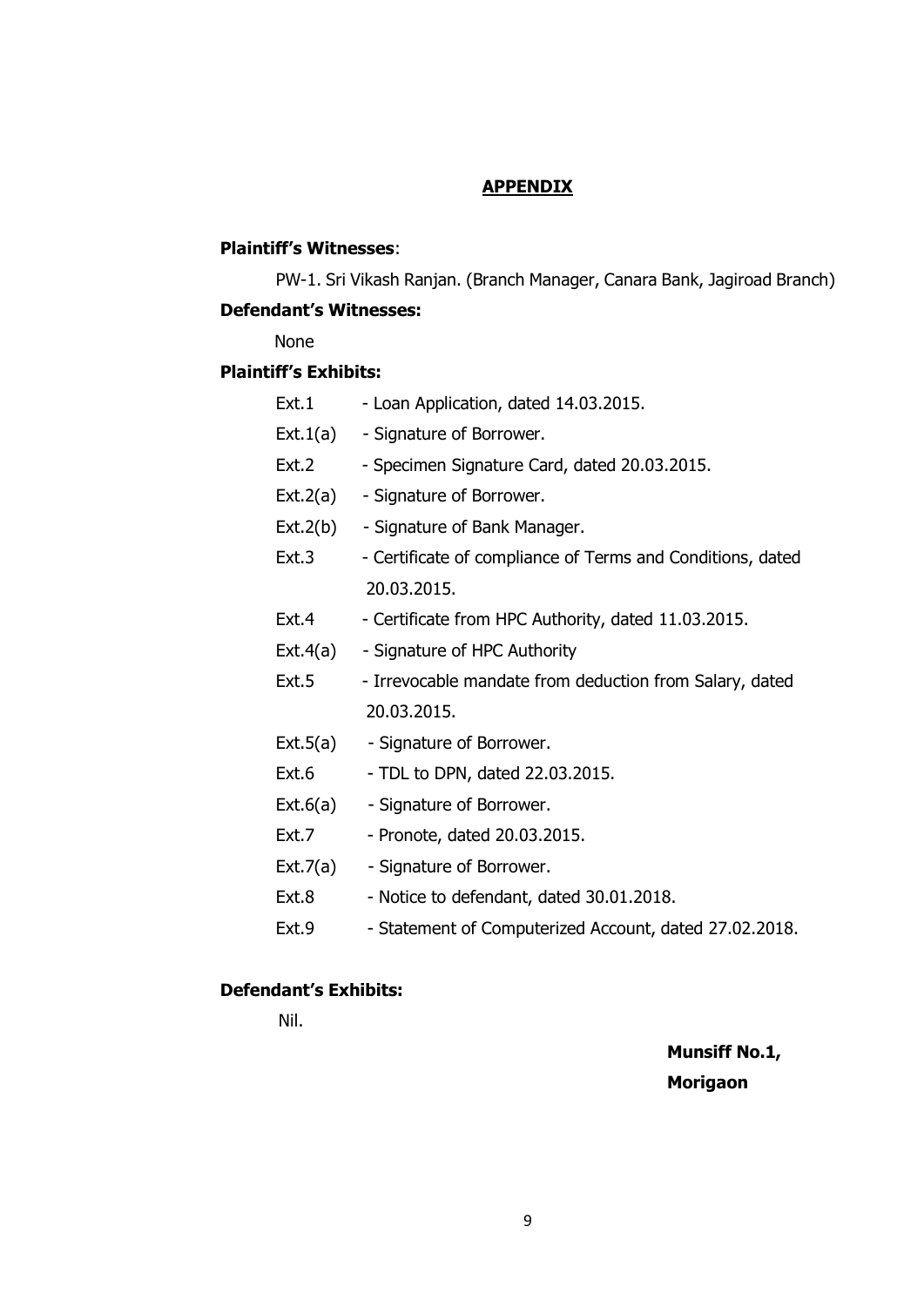## APPENDIX

**Plaintiff's Witnesses**:

PW-1. Sri Vikash Ranjan. (Branch Manager, Canara Bank, Jagiroad Branch)

**Defendant's Witnesses:**

None

**Plaintiff's Exhibits:**

| | |
|---|---|
| Ext.1 | - Loan Application, dated 14.03.2015. |
| Ext.1(a) | - Signature of Borrower. |
| Ext.2 | - Specimen Signature Card, dated 20.03.2015. |
| Ext.2(a) | - Signature of Borrower. |
| Ext.2(b) | - Signature of Bank Manager. |
| Ext.3 | - Certificate of compliance of Terms and Conditions, dated 20.03.2015. |
| Ext.4 | - Certificate from HPC Authority, dated 11.03.2015. |
| Ext.4(a) | - Signature of HPC Authority |
| Ext.5 | - Irrevocable mandate from deduction from Salary, dated 20.03.2015. |
| Ext.5(a) | - Signature of Borrower. |
| Ext.6 | - TDL to DPN, dated 22.03.2015. |
| Ext.6(a) | - Signature of Borrower. |
| Ext.7 | - Pronote, dated 20.03.2015. |
| Ext.7(a) | - Signature of Borrower. |
| Ext.8 | - Notice to defendant, dated 30.01.2018. |
| Ext.9 | - Statement of Computerized Account, dated 27.02.2018. |

**Defendant's Exhibits:**

Nil.

**Munsiff No.1,**
**Morigaon**